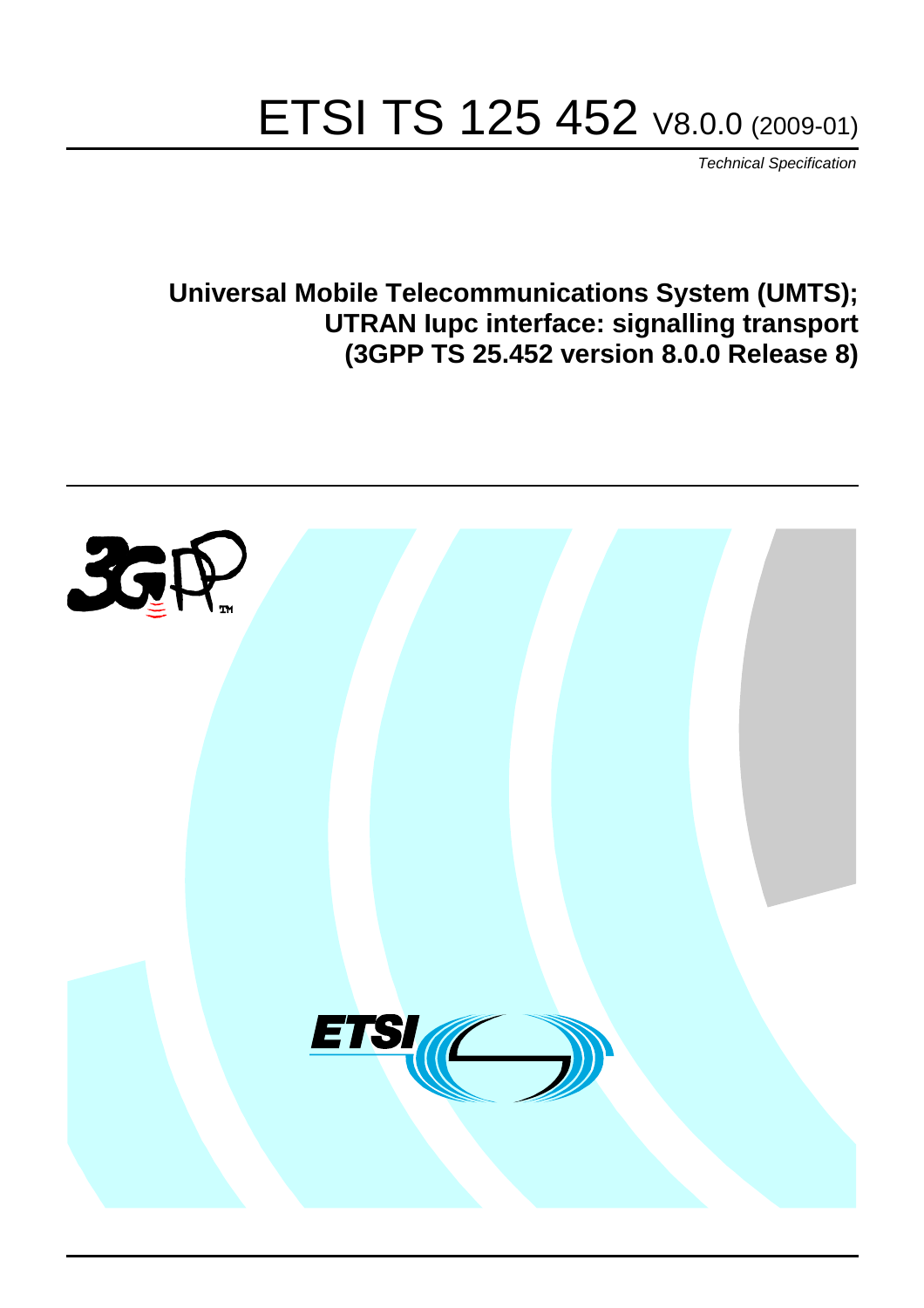# ETSI TS 125 452 V8.0.0 (2009-01)

*Technical Specification*

**Universal Mobile Telecommunications System (UMTS);**
**UTRAN Iupc interface: signalling transport**
**(3GPP TS 25.452 version 8.0.0 Release 8)**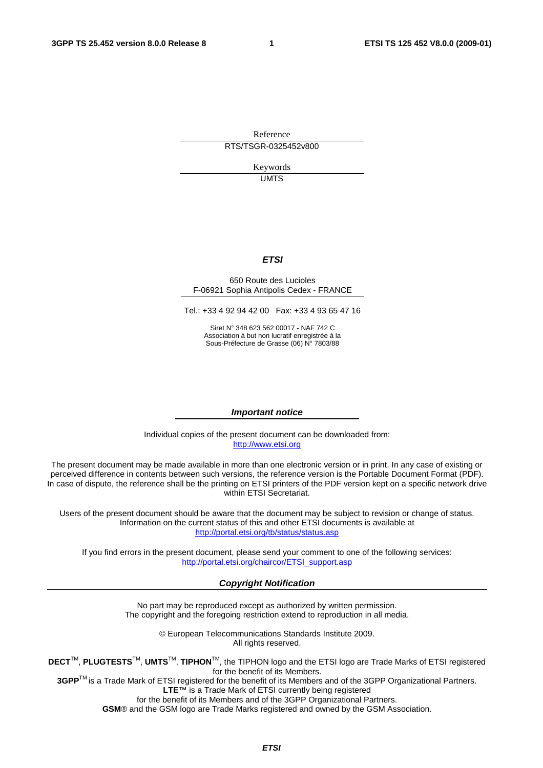Reference

RTS/TSGR-0325452v800

Keywords

UMTS

***ETSI***

650 Route des Lucioles
F-06921 Sophia Antipolis Cedex - FRANCE

Tel.: +33 4 92 94 42 00 Fax: +33 4 93 65 47 16

Siret N° 348 623 562 00017 - NAF 742 C
Association à but non lucratif enregistrée à la
Sous-Préfecture de Grasse (06) N° 7803/88

***Important notice***

Individual copies of the present document can be downloaded from:
http://www.etsi.org

The present document may be made available in more than one electronic version or in print. In any case of existing or perceived difference in contents between such versions, the reference version is the Portable Document Format (PDF). In case of dispute, the reference shall be the printing on ETSI printers of the PDF version kept on a specific network drive within ETSI Secretariat.

Users of the present document should be aware that the document may be subject to revision or change of status. Information on the current status of this and other ETSI documents is available at
http://portal.etsi.org/tb/status/status.asp

If you find errors in the present document, please send your comment to one of the following services:
http://portal.etsi.org/chaircor/ETSI_support.asp

***Copyright Notification***

No part may be reproduced except as authorized by written permission.
The copyright and the foregoing restriction extend to reproduction in all media.

© European Telecommunications Standards Institute 2009.
All rights reserved.

**DECT**™, **PLUGTESTS**™, **UMTS**™, **TIPHON**™, the TIPHON logo and the ETSI logo are Trade Marks of ETSI registered for the benefit of its Members.
**3GPP**™ is a Trade Mark of ETSI registered for the benefit of its Members and of the 3GPP Organizational Partners.
**LTE**™ is a Trade Mark of ETSI currently being registered
for the benefit of its Members and of the 3GPP Organizational Partners.
**GSM**® and the GSM logo are Trade Marks registered and owned by the GSM Association.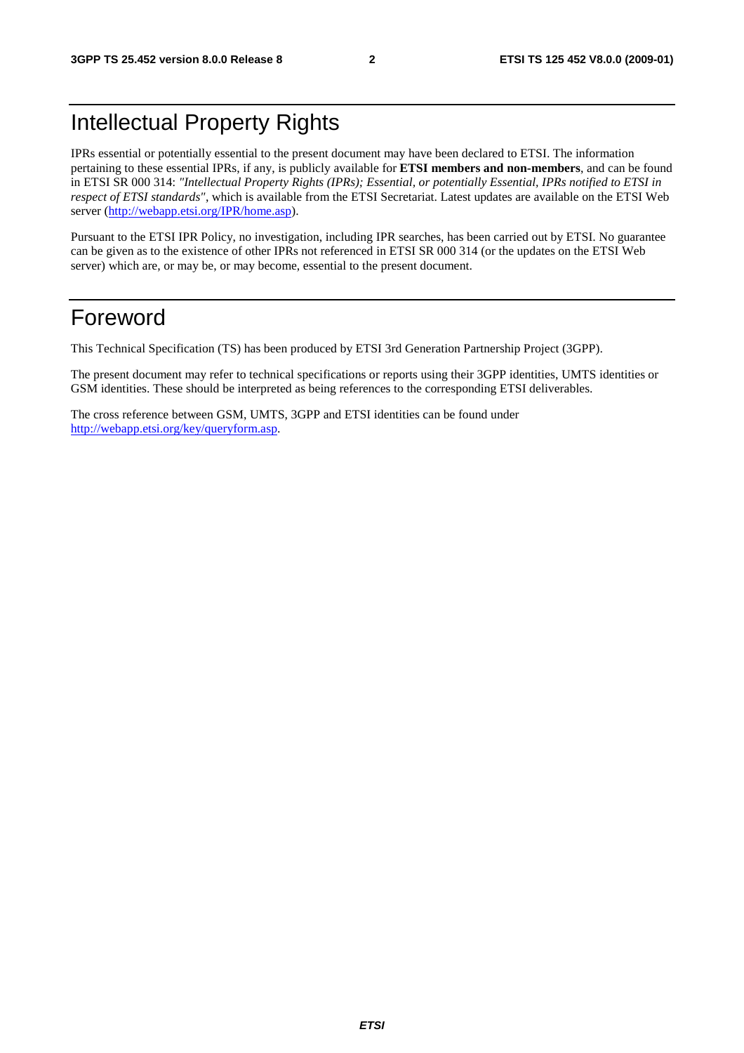# Intellectual Property Rights

IPRs essential or potentially essential to the present document may have been declared to ETSI. The information pertaining to these essential IPRs, if any, is publicly available for **ETSI members and non-members**, and can be found in ETSI SR 000 314: *"Intellectual Property Rights (IPRs); Essential, or potentially Essential, IPRs notified to ETSI in respect of ETSI standards"*, which is available from the ETSI Secretariat. Latest updates are available on the ETSI Web server (http://webapp.etsi.org/IPR/home.asp).

Pursuant to the ETSI IPR Policy, no investigation, including IPR searches, has been carried out by ETSI. No guarantee can be given as to the existence of other IPRs not referenced in ETSI SR 000 314 (or the updates on the ETSI Web server) which are, or may be, or may become, essential to the present document.

# Foreword

This Technical Specification (TS) has been produced by ETSI 3rd Generation Partnership Project (3GPP).

The present document may refer to technical specifications or reports using their 3GPP identities, UMTS identities or GSM identities. These should be interpreted as being references to the corresponding ETSI deliverables.

The cross reference between GSM, UMTS, 3GPP and ETSI identities can be found under http://webapp.etsi.org/key/queryform.asp.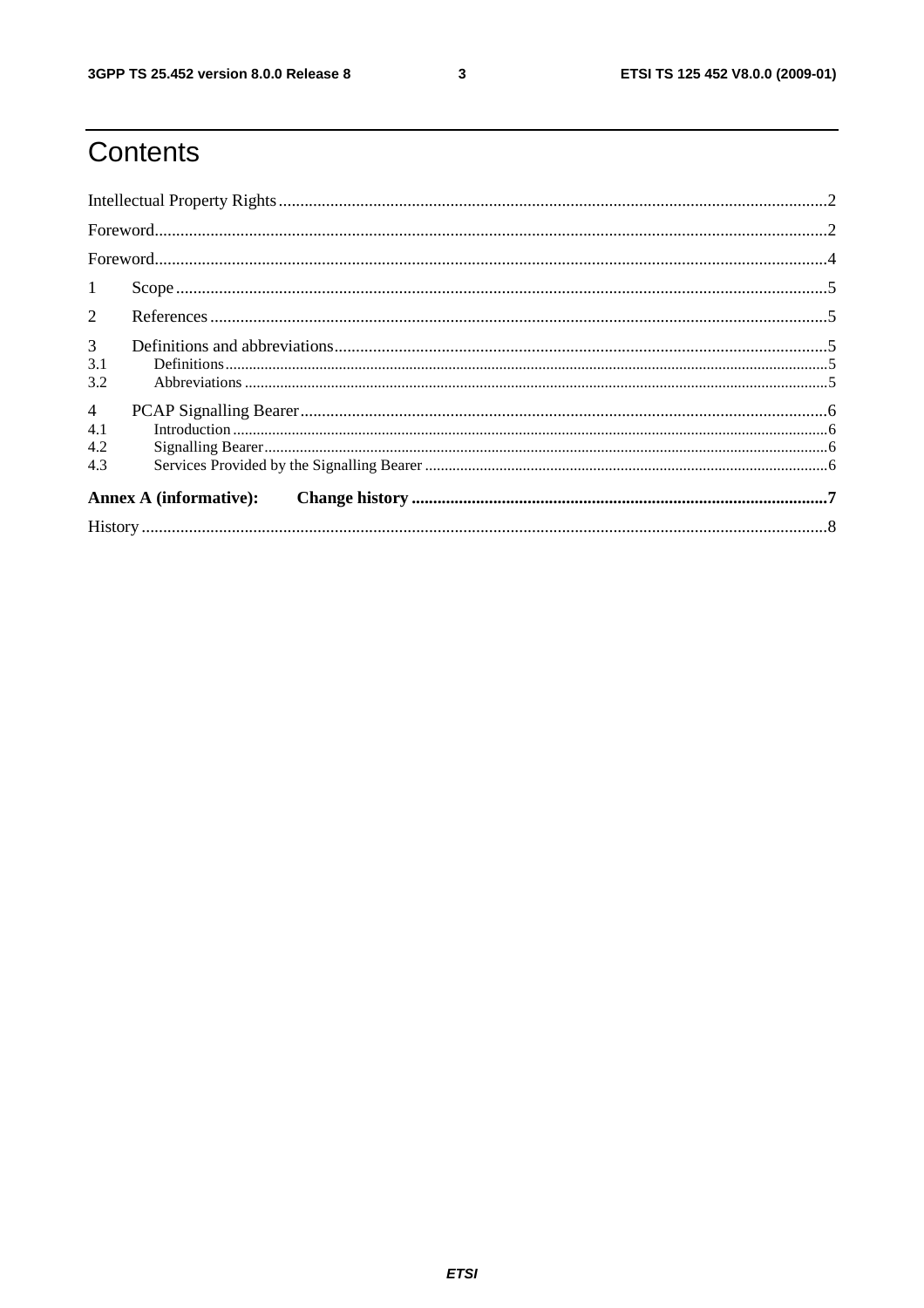# Contents

Intellectual Property Rights................................................................................................................................2

Foreword...........................................................................................................................................................2

Foreword...........................................................................................................................................................4

1 Scope.......................................................................................................................................................5

2 References...............................................................................................................................................5

3 Definitions and abbreviations..................................................................................................................5

3.1 Definitions.........................................................................................................................................5

3.2 Abbreviations.....................................................................................................................................5

4 PCAP Signalling Bearer..........................................................................................................................6

4.1 Introduction........................................................................................................................................6

4.2 Signalling Bearer................................................................................................................................6

4.3 Services Provided by the Signalling Bearer.......................................................................................6

**Annex A (informative): Change history**...............................................................................................7

History...............................................................................................................................................................8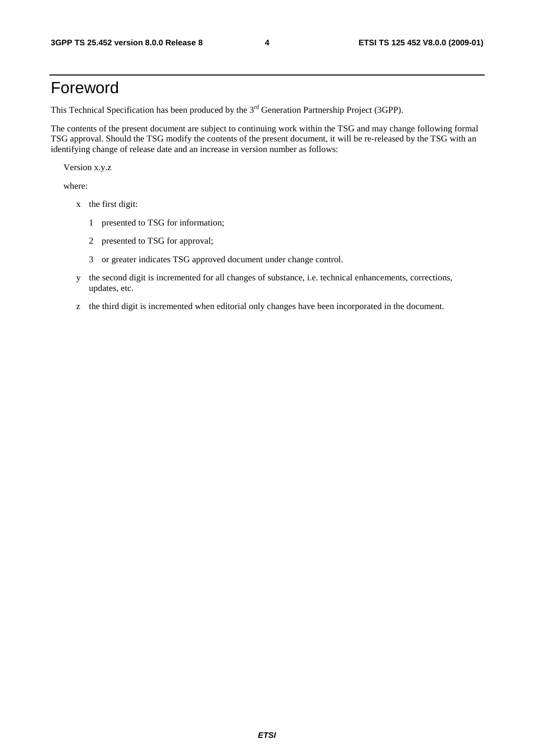# Foreword

This Technical Specification has been produced by the 3rd Generation Partnership Project (3GPP).

The contents of the present document are subject to continuing work within the TSG and may change following formal TSG approval. Should the TSG modify the contents of the present document, it will be re-released by the TSG with an identifying change of release date and an increase in version number as follows:

Version x.y.z

where:

- x the first digit:
  - 1 presented to TSG for information;
  - 2 presented to TSG for approval;
  - 3 or greater indicates TSG approved document under change control.
- y the second digit is incremented for all changes of substance, i.e. technical enhancements, corrections, updates, etc.
- z the third digit is incremented when editorial only changes have been incorporated in the document.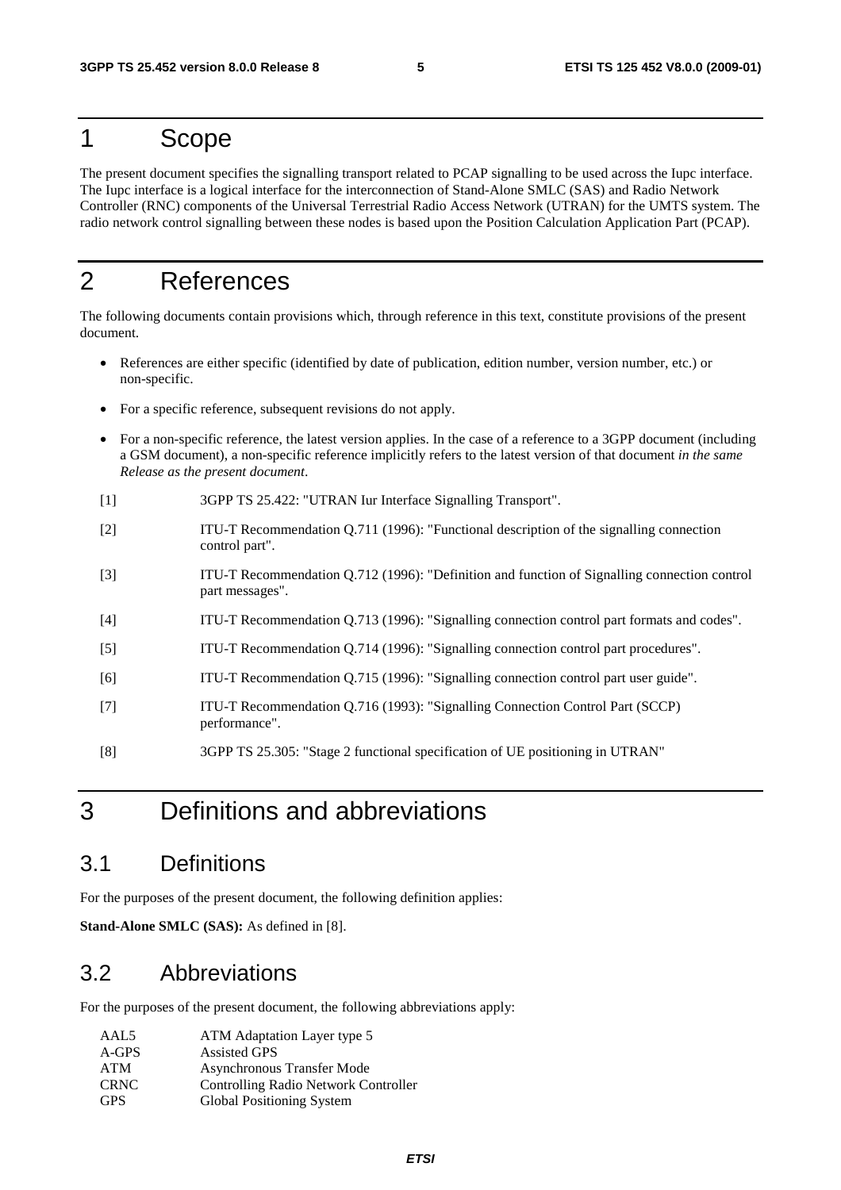# 1 Scope

The present document specifies the signalling transport related to PCAP signalling to be used across the Iupc interface. The Iupc interface is a logical interface for the interconnection of Stand-Alone SMLC (SAS) and Radio Network Controller (RNC) components of the Universal Terrestrial Radio Access Network (UTRAN) for the UMTS system. The radio network control signalling between these nodes is based upon the Position Calculation Application Part (PCAP).

# 2 References

The following documents contain provisions which, through reference in this text, constitute provisions of the present document.

- References are either specific (identified by date of publication, edition number, version number, etc.) or non-specific.
- For a specific reference, subsequent revisions do not apply.
- For a non-specific reference, the latest version applies. In the case of a reference to a 3GPP document (including a GSM document), a non-specific reference implicitly refers to the latest version of that document *in the same Release as the present document*.

[1] 3GPP TS 25.422: "UTRAN Iur Interface Signalling Transport".

[2] ITU-T Recommendation Q.711 (1996): "Functional description of the signalling connection control part".

[3] ITU-T Recommendation Q.712 (1996): "Definition and function of Signalling connection control part messages".

[4] ITU-T Recommendation Q.713 (1996): "Signalling connection control part formats and codes".

[5] ITU-T Recommendation Q.714 (1996): "Signalling connection control part procedures".

[6] ITU-T Recommendation Q.715 (1996): "Signalling connection control part user guide".

[7] ITU-T Recommendation Q.716 (1993): "Signalling Connection Control Part (SCCP) performance".

[8] 3GPP TS 25.305: "Stage 2 functional specification of UE positioning in UTRAN"

# 3 Definitions and abbreviations

## 3.1 Definitions

For the purposes of the present document, the following definition applies:

**Stand-Alone SMLC (SAS):** As defined in [8].

## 3.2 Abbreviations

For the purposes of the present document, the following abbreviations apply:

| | |
|---|---|
| AAL5 | ATM Adaptation Layer type 5 |
| A-GPS | Assisted GPS |
| ATM | Asynchronous Transfer Mode |
| CRNC | Controlling Radio Network Controller |
| GPS | Global Positioning System |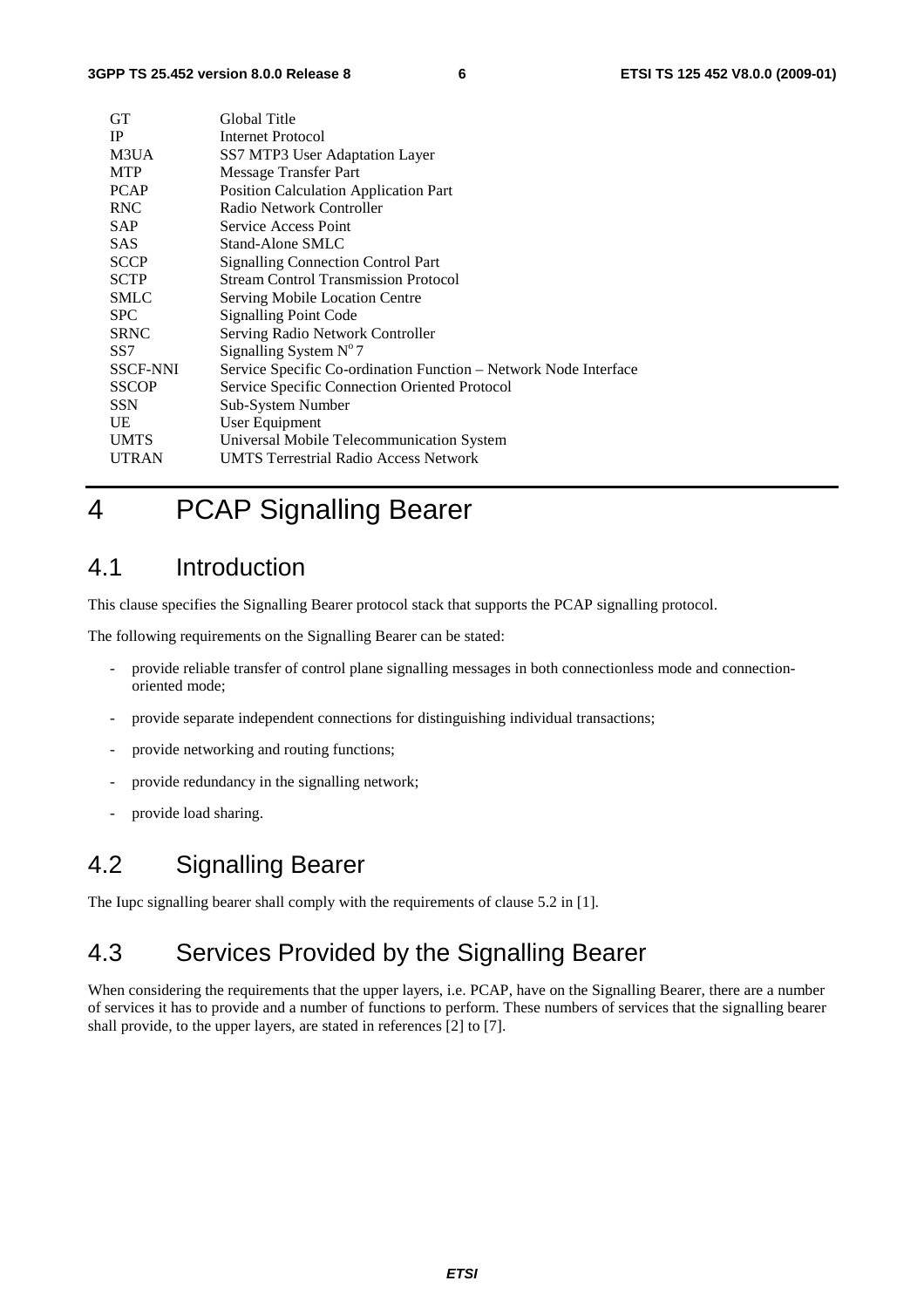| | |
|---|---|
| GT | Global Title |
| IP | Internet Protocol |
| M3UA | SS7 MTP3 User Adaptation Layer |
| MTP | Message Transfer Part |
| PCAP | Position Calculation Application Part |
| RNC | Radio Network Controller |
| SAP | Service Access Point |
| SAS | Stand-Alone SMLC |
| SCCP | Signalling Connection Control Part |
| SCTP | Stream Control Transmission Protocol |
| SMLC | Serving Mobile Location Centre |
| SPC | Signalling Point Code |
| SRNC | Serving Radio Network Controller |
| SS7 | Signalling System N°7 |
| SSCF-NNI | Service Specific Co-ordination Function – Network Node Interface |
| SSCOP | Service Specific Connection Oriented Protocol |
| SSN | Sub-System Number |
| UE | User Equipment |
| UMTS | Universal Mobile Telecommunication System |
| UTRAN | UMTS Terrestrial Radio Access Network |

# 4 PCAP Signalling Bearer

## 4.1 Introduction

This clause specifies the Signalling Bearer protocol stack that supports the PCAP signalling protocol.

The following requirements on the Signalling Bearer can be stated:

- provide reliable transfer of control plane signalling messages in both connectionless mode and connection-oriented mode;
- provide separate independent connections for distinguishing individual transactions;
- provide networking and routing functions;
- provide redundancy in the signalling network;
- provide load sharing.

## 4.2 Signalling Bearer

The Iupc signalling bearer shall comply with the requirements of clause 5.2 in [1].

## 4.3 Services Provided by the Signalling Bearer

When considering the requirements that the upper layers, i.e. PCAP, have on the Signalling Bearer, there are a number of services it has to provide and a number of functions to perform. These numbers of services that the signalling bearer shall provide, to the upper layers, are stated in references [2] to [7].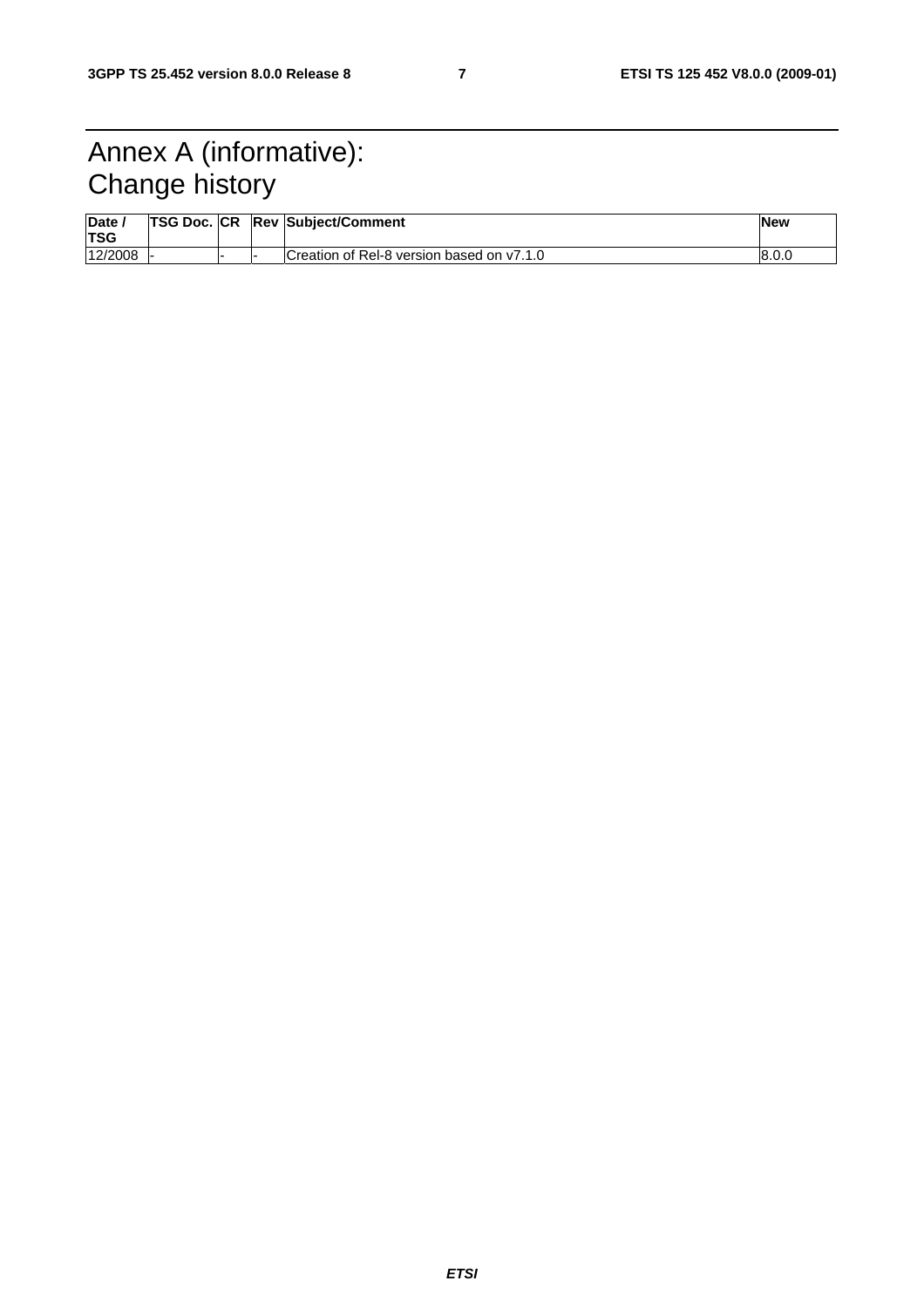# Annex A (informative): Change history

| Date / TSG | TSG Doc. | CR | Rev | Subject/Comment | New |
|---|---|---|---|---|---|
| 12/2008 | - | - | - | Creation of Rel-8 version based on v7.1.0 | 8.0.0 |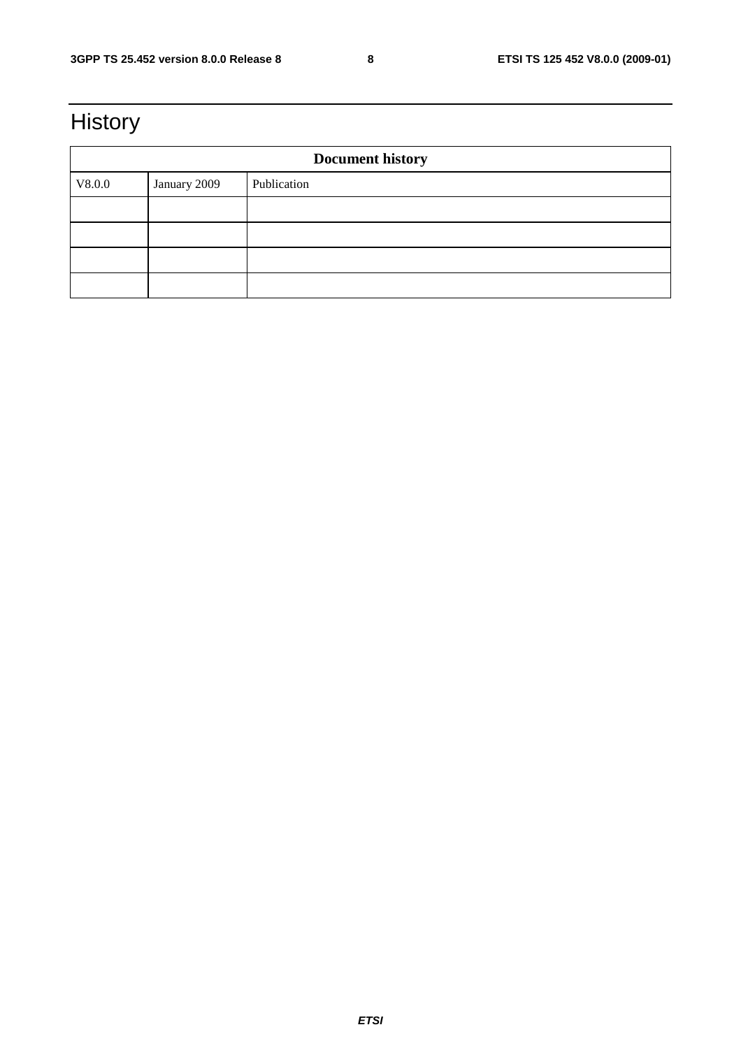# History

| Document history | | |
|---|---|---|
| V8.0.0 | January 2009 | Publication |
| | | |
| | | |
| | | |
| | | |